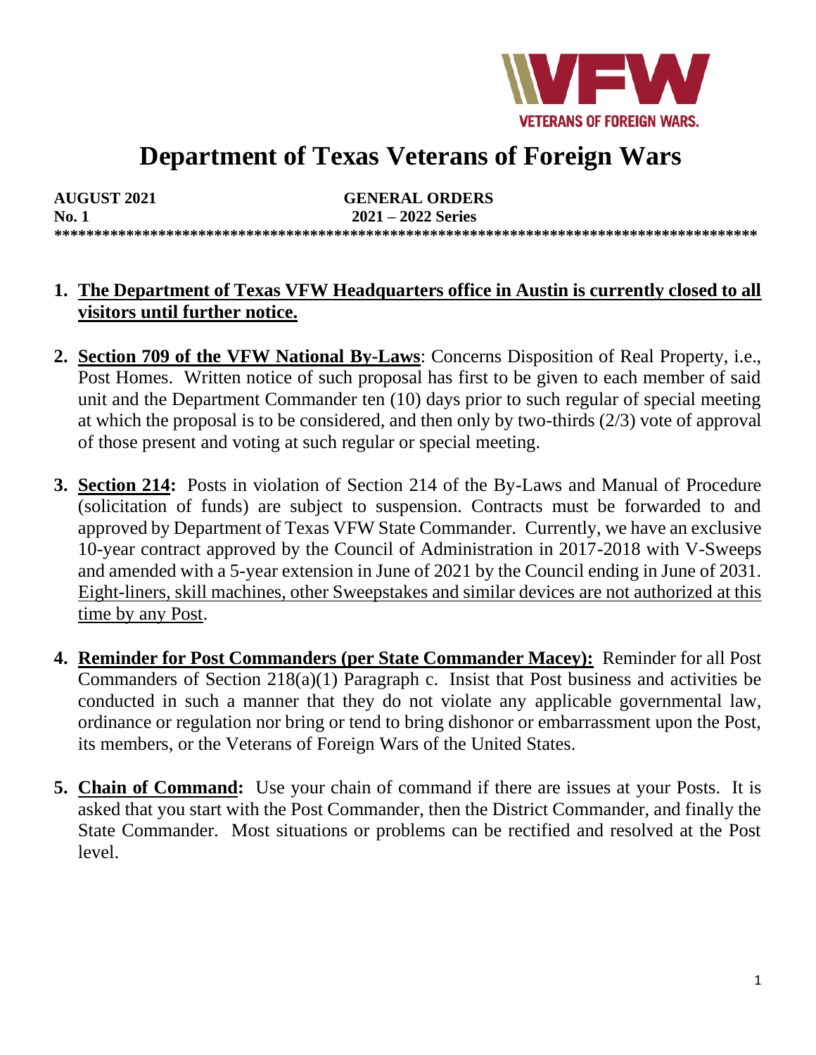VETERANS OF FOREIGN WARS.

# Department of Texas Veterans of Foreign Wars

**AUGUST 2021** **GENERAL ORDERS**
**No. 1** **2021 – 2022 Series**

**\*\*\*\*\*\*\*\*\*\*\*\*\*\*\*\*\*\*\*\*\*\*\*\*\*\*\*\*\*\*\*\*\*\*\*\*\*\*\*\*\*\*\*\*\*\*\*\*\*\*\*\*\*\*\*\*\*\*\*\*\*\*\*\*\*\*\*\*\*\*\*\*\*\*\*\*\*\*\*\*\*\*\*\*\*\***

1. **The Department of Texas VFW Headquarters office in Austin is currently closed to all visitors until further notice.**

2. **Section 709 of the VFW National By-Laws**: Concerns Disposition of Real Property, i.e., Post Homes. Written notice of such proposal has first to be given to each member of said unit and the Department Commander ten (10) days prior to such regular of special meeting at which the proposal is to be considered, and then only by two-thirds (2/3) vote of approval of those present and voting at such regular or special meeting.

3. **Section 214:** Posts in violation of Section 214 of the By-Laws and Manual of Procedure (solicitation of funds) are subject to suspension. Contracts must be forwarded to and approved by Department of Texas VFW State Commander. Currently, we have an exclusive 10-year contract approved by the Council of Administration in 2017-2018 with V-Sweeps and amended with a 5-year extension in June of 2021 by the Council ending in June of 2031. Eight-liners, skill machines, other Sweepstakes and similar devices are not authorized at this time by any Post.

4. **Reminder for Post Commanders (per State Commander Macey):** Reminder for all Post Commanders of Section 218(a)(1) Paragraph c. Insist that Post business and activities be conducted in such a manner that they do not violate any applicable governmental law, ordinance or regulation nor bring or tend to bring dishonor or embarrassment upon the Post, its members, or the Veterans of Foreign Wars of the United States.

5. **Chain of Command:** Use your chain of command if there are issues at your Posts. It is asked that you start with the Post Commander, then the District Commander, and finally the State Commander. Most situations or problems can be rectified and resolved at the Post level.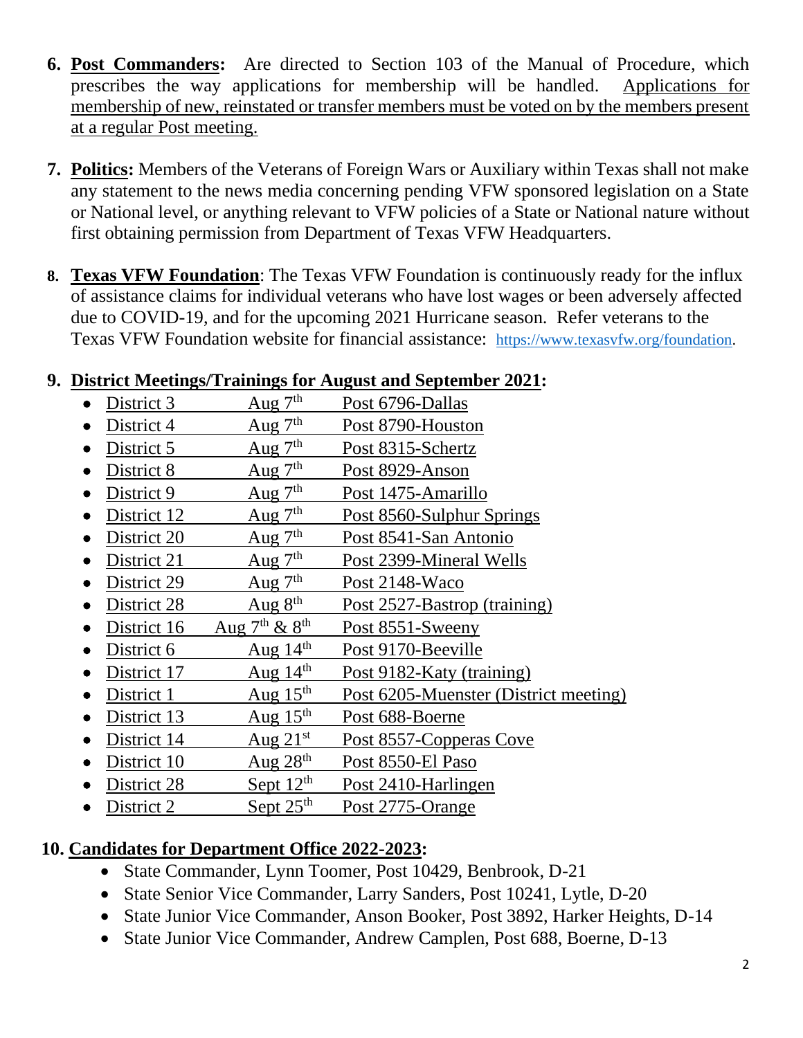6. **Post Commanders:** Are directed to Section 103 of the Manual of Procedure, which prescribes the way applications for membership will be handled. Applications for membership of new, reinstated or transfer members must be voted on by the members present at a regular Post meeting.

7. **Politics:** Members of the Veterans of Foreign Wars or Auxiliary within Texas shall not make any statement to the news media concerning pending VFW sponsored legislation on a State or National level, or anything relevant to VFW policies of a State or National nature without first obtaining permission from Department of Texas VFW Headquarters.

8. **Texas VFW Foundation**: The Texas VFW Foundation is continuously ready for the influx of assistance claims for individual veterans who have lost wages or been adversely affected due to COVID-19, and for the upcoming 2021 Hurricane season. Refer veterans to the Texas VFW Foundation website for financial assistance: https://www.texasvfw.org/foundation.

9. **District Meetings/Trainings for August and September 2021:**
   - District 3 — Aug 7th — Post 6796-Dallas
   - District 4 — Aug 7th — Post 8790-Houston
   - District 5 — Aug 7th — Post 8315-Schertz
   - District 8 — Aug 7th — Post 8929-Anson
   - District 9 — Aug 7th — Post 1475-Amarillo
   - District 12 — Aug 7th — Post 8560-Sulphur Springs
   - District 20 — Aug 7th — Post 8541-San Antonio
   - District 21 — Aug 7th — Post 2399-Mineral Wells
   - District 29 — Aug 7th — Post 2148-Waco
   - District 28 — Aug 8th — Post 2527-Bastrop (training)
   - District 16 — Aug 7th & 8th — Post 8551-Sweeny
   - District 6 — Aug 14th — Post 9170-Beeville
   - District 17 — Aug 14th — Post 9182-Katy (training)
   - District 1 — Aug 15th — Post 6205-Muenster (District meeting)
   - District 13 — Aug 15th — Post 688-Boerne
   - District 14 — Aug 21st — Post 8557-Copperas Cove
   - District 10 — Aug 28th — Post 8550-El Paso
   - District 28 — Sept 12th — Post 2410-Harlingen
   - District 2 — Sept 25th — Post 2775-Orange

10. **Candidates for Department Office 2022-2023:**
    - State Commander, Lynn Toomer, Post 10429, Benbrook, D-21
    - State Senior Vice Commander, Larry Sanders, Post 10241, Lytle, D-20
    - State Junior Vice Commander, Anson Booker, Post 3892, Harker Heights, D-14
    - State Junior Vice Commander, Andrew Camplen, Post 688, Boerne, D-13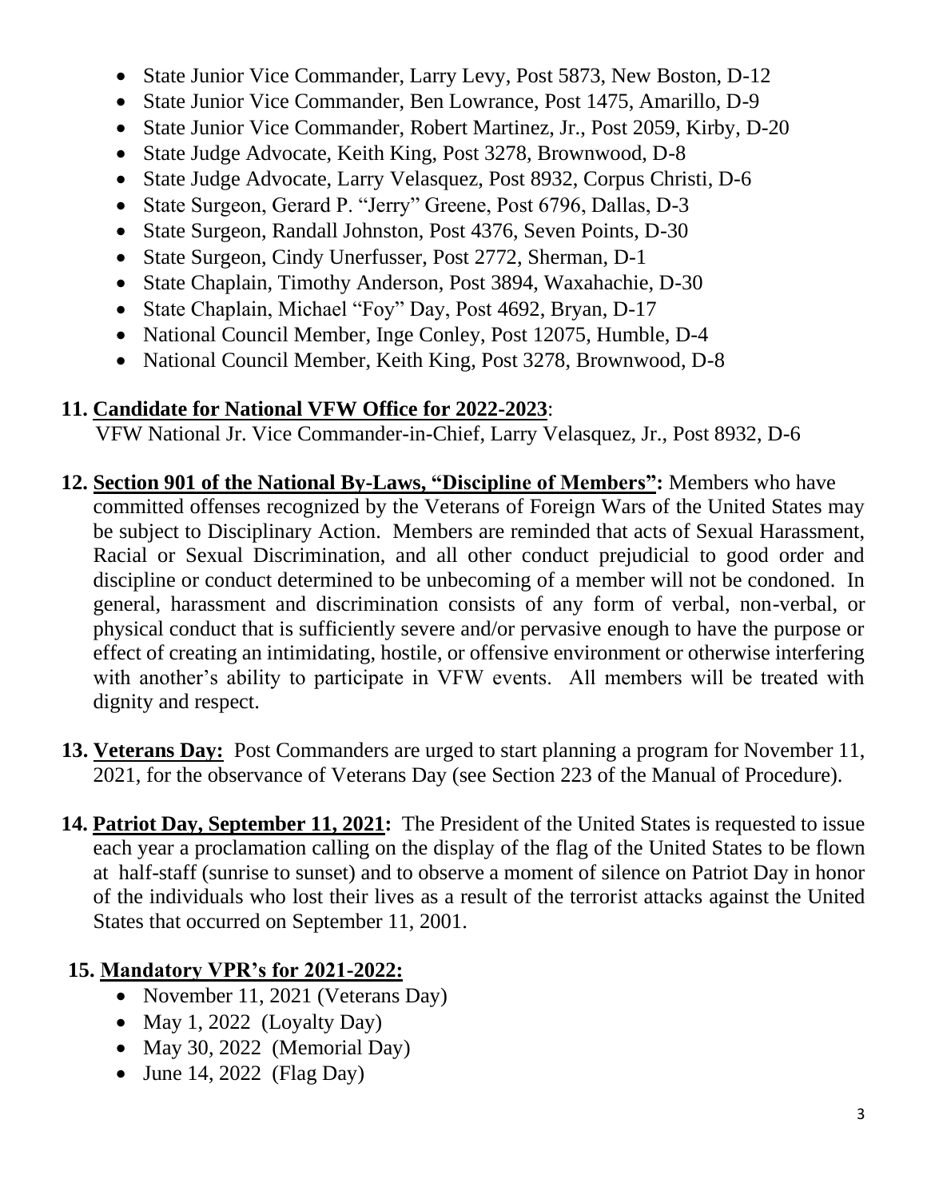- State Junior Vice Commander, Larry Levy, Post 5873, New Boston, D-12
- State Junior Vice Commander, Ben Lowrance, Post 1475, Amarillo, D-9
- State Junior Vice Commander, Robert Martinez, Jr., Post 2059, Kirby, D-20
- State Judge Advocate, Keith King, Post 3278, Brownwood, D-8
- State Judge Advocate, Larry Velasquez, Post 8932, Corpus Christi, D-6
- State Surgeon, Gerard P. "Jerry" Greene, Post 6796, Dallas, D-3
- State Surgeon, Randall Johnston, Post 4376, Seven Points, D-30
- State Surgeon, Cindy Unerfusser, Post 2772, Sherman, D-1
- State Chaplain, Timothy Anderson, Post 3894, Waxahachie, D-30
- State Chaplain, Michael "Foy" Day, Post 4692, Bryan, D-17
- National Council Member, Inge Conley, Post 12075, Humble, D-4
- National Council Member, Keith King, Post 3278, Brownwood, D-8

**11. Candidate for National VFW Office for 2022-2023**:
VFW National Jr. Vice Commander-in-Chief, Larry Velasquez, Jr., Post 8932, D-6

**12. Section 901 of the National By-Laws, "Discipline of Members":** Members who have committed offenses recognized by the Veterans of Foreign Wars of the United States may be subject to Disciplinary Action. Members are reminded that acts of Sexual Harassment, Racial or Sexual Discrimination, and all other conduct prejudicial to good order and discipline or conduct determined to be unbecoming of a member will not be condoned. In general, harassment and discrimination consists of any form of verbal, non-verbal, or physical conduct that is sufficiently severe and/or pervasive enough to have the purpose or effect of creating an intimidating, hostile, or offensive environment or otherwise interfering with another's ability to participate in VFW events. All members will be treated with dignity and respect.

**13. Veterans Day:** Post Commanders are urged to start planning a program for November 11, 2021, for the observance of Veterans Day (see Section 223 of the Manual of Procedure).

**14. Patriot Day, September 11, 2021:** The President of the United States is requested to issue each year a proclamation calling on the display of the flag of the United States to be flown at half-staff (sunrise to sunset) and to observe a moment of silence on Patriot Day in honor of the individuals who lost their lives as a result of the terrorist attacks against the United States that occurred on September 11, 2001.

**15. Mandatory VPR's for 2021-2022:**

- November 11, 2021 (Veterans Day)
- May 1, 2022 (Loyalty Day)
- May 30, 2022 (Memorial Day)
- June 14, 2022 (Flag Day)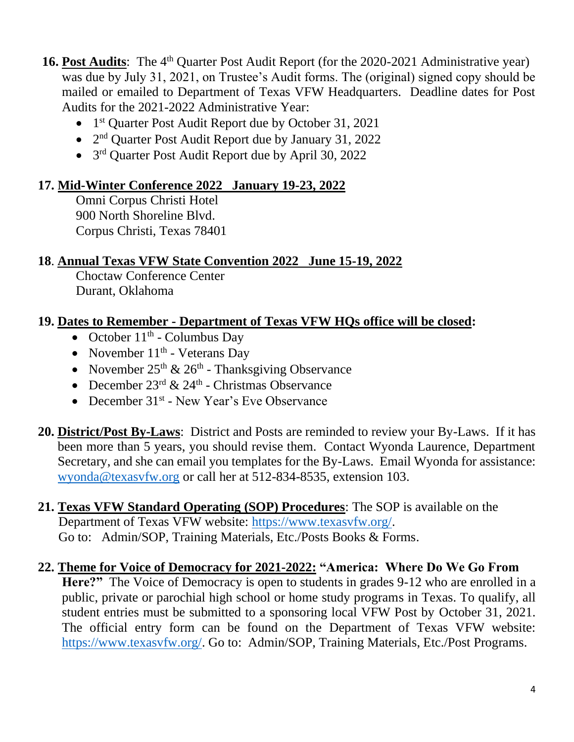16. **Post Audits**: The 4th Quarter Post Audit Report (for the 2020-2021 Administrative year) was due by July 31, 2021, on Trustee's Audit forms. The (original) signed copy should be mailed or emailed to Department of Texas VFW Headquarters. Deadline dates for Post Audits for the 2021-2022 Administrative Year:
    - 1st Quarter Post Audit Report due by October 31, 2021
    - 2nd Quarter Post Audit Report due by January 31, 2022
    - 3rd Quarter Post Audit Report due by April 30, 2022

17. **Mid-Winter Conference 2022 January 19-23, 2022**
    Omni Corpus Christi Hotel
    900 North Shoreline Blvd.
    Corpus Christi, Texas 78401

18. **Annual Texas VFW State Convention 2022 June 15-19, 2022**
    Choctaw Conference Center
    Durant, Oklahoma

19. **Dates to Remember - Department of Texas VFW HQs office will be closed:**
    - October 11th - Columbus Day
    - November 11th - Veterans Day
    - November 25th & 26th - Thanksgiving Observance
    - December 23rd & 24th - Christmas Observance
    - December 31st - New Year's Eve Observance

20. **District/Post By-Laws**: District and Posts are reminded to review your By-Laws. If it has been more than 5 years, you should revise them. Contact Wyonda Laurence, Department Secretary, and she can email you templates for the By-Laws. Email Wyonda for assistance: wyonda@texasvfw.org or call her at 512-834-8535, extension 103.

21. **Texas VFW Standard Operating (SOP) Procedures**: The SOP is available on the Department of Texas VFW website: https://www.texasvfw.org/.
    Go to: Admin/SOP, Training Materials, Etc./Posts Books & Forms.

22. **Theme for Voice of Democracy for 2021-2022: "America: Where Do We Go From Here?"** The Voice of Democracy is open to students in grades 9-12 who are enrolled in a public, private or parochial high school or home study programs in Texas. To qualify, all student entries must be submitted to a sponsoring local VFW Post by October 31, 2021. The official entry form can be found on the Department of Texas VFW website: https://www.texasvfw.org/. Go to: Admin/SOP, Training Materials, Etc./Post Programs.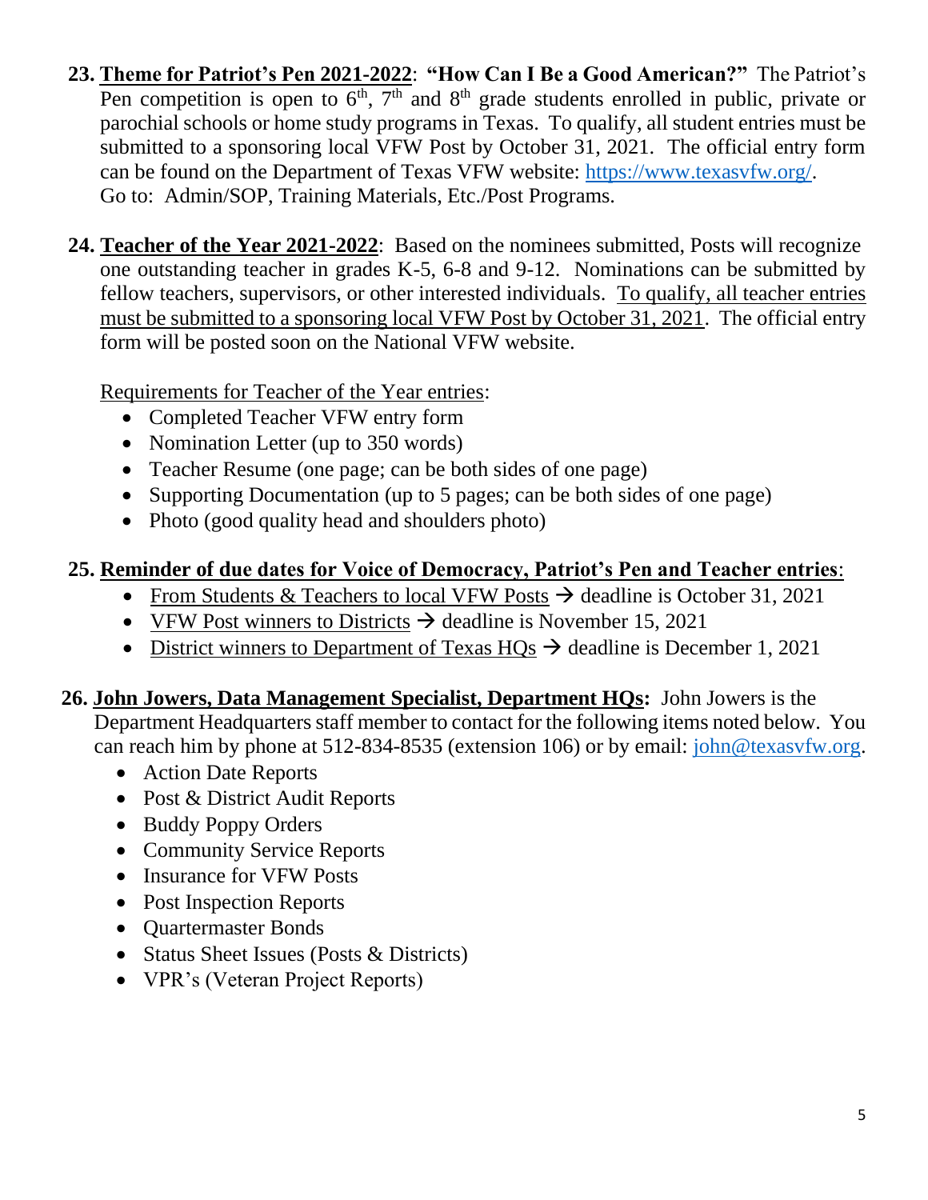23. **<u>Theme for Patriot's Pen 2021-2022</u>**: **"How Can I Be a Good American?"** The Patriot's Pen competition is open to 6th, 7th and 8th grade students enrolled in public, private or parochial schools or home study programs in Texas. To qualify, all student entries must be submitted to a sponsoring local VFW Post by October 31, 2021. The official entry form can be found on the Department of Texas VFW website: https://www.texasvfw.org/. Go to: Admin/SOP, Training Materials, Etc./Post Programs.

24. **<u>Teacher of the Year 2021-2022</u>**: Based on the nominees submitted, Posts will recognize one outstanding teacher in grades K-5, 6-8 and 9-12. Nominations can be submitted by fellow teachers, supervisors, or other interested individuals. <u>To qualify, all teacher entries must be submitted to a sponsoring local VFW Post by October 31, 2021</u>. The official entry form will be posted soon on the National VFW website.

    <u>Requirements for Teacher of the Year entries</u>:
    - Completed Teacher VFW entry form
    - Nomination Letter (up to 350 words)
    - Teacher Resume (one page; can be both sides of one page)
    - Supporting Documentation (up to 5 pages; can be both sides of one page)
    - Photo (good quality head and shoulders photo)

25. **<u>Reminder of due dates for Voice of Democracy, Patriot's Pen and Teacher entries</u>**:
    - <u>From Students & Teachers to local VFW Posts</u> → deadline is October 31, 2021
    - <u>VFW Post winners to Districts</u> → deadline is November 15, 2021
    - <u>District winners to Department of Texas HQs</u> → deadline is December 1, 2021

26. **<u>John Jowers, Data Management Specialist, Department HQs</u>:** John Jowers is the Department Headquarters staff member to contact for the following items noted below. You can reach him by phone at 512-834-8535 (extension 106) or by email: john@texasvfw.org.
    - Action Date Reports
    - Post & District Audit Reports
    - Buddy Poppy Orders
    - Community Service Reports
    - Insurance for VFW Posts
    - Post Inspection Reports
    - Quartermaster Bonds
    - Status Sheet Issues (Posts & Districts)
    - VPR's (Veteran Project Reports)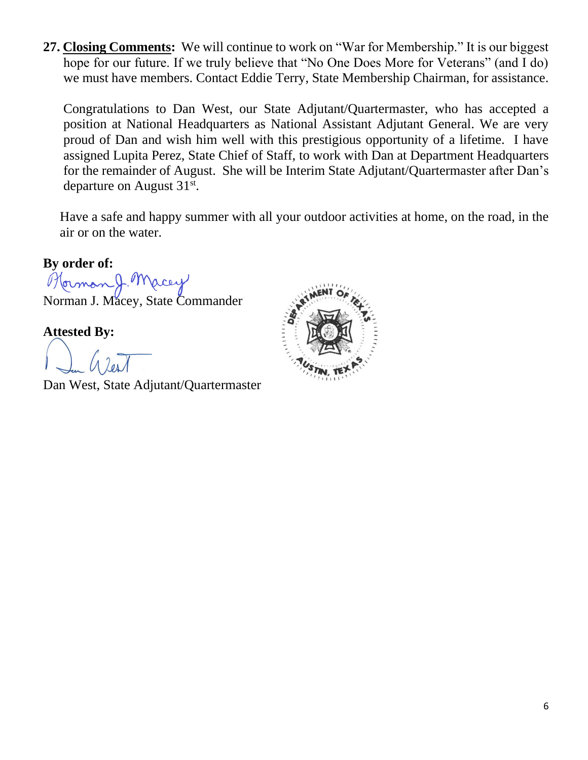**27. Closing Comments:** We will continue to work on "War for Membership." It is our biggest hope for our future. If we truly believe that "No One Does More for Veterans" (and I do) we must have members. Contact Eddie Terry, State Membership Chairman, for assistance.

Congratulations to Dan West, our State Adjutant/Quartermaster, who has accepted a position at National Headquarters as National Assistant Adjutant General. We are very proud of Dan and wish him well with this prestigious opportunity of a lifetime. I have assigned Lupita Perez, State Chief of Staff, to work with Dan at Department Headquarters for the remainder of August. She will be Interim State Adjutant/Quartermaster after Dan's departure on August 31st.

Have a safe and happy summer with all your outdoor activities at home, on the road, in the air or on the water.

**By order of:**

Norman J. Macey, State Commander

**Attested By:**

Dan West, State Adjutant/Quartermaster

DEPARTMENT OF TEXAS
AUSTIN, TEXAS